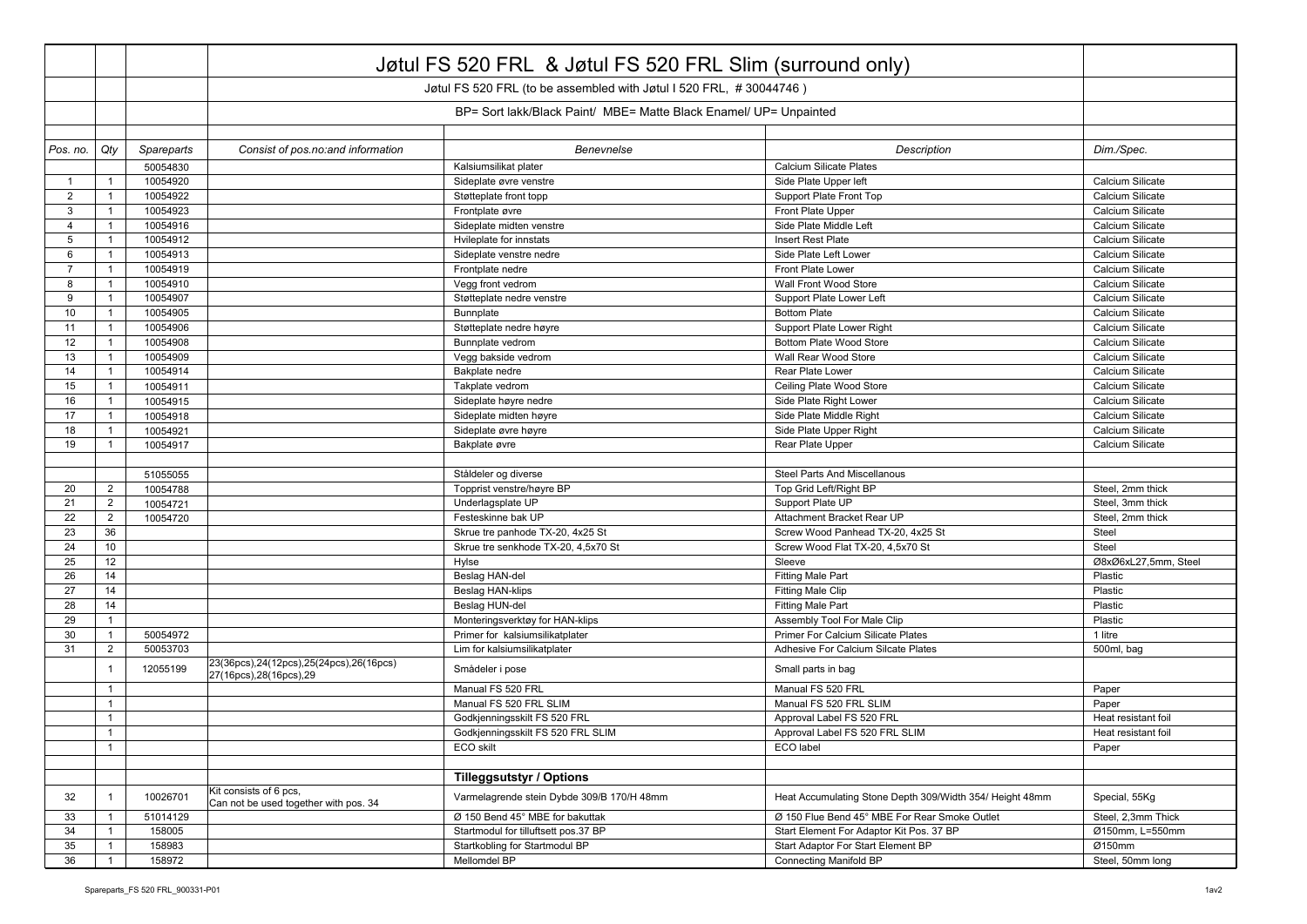# Jøtul FS 520 FRL & Jøtul FS 520 FRL Slim (surround only)

Jøtul FS 520 FRL (to be assembled with Jøtul I 520 FRL, # 30044746 )

BP= Sort lakk/Black Paint/ MBE= Matte Black Enamel/ UP= Unpainted

| *Pos. no.* | *Qty* | *Spareparts* | *Consist of pos.no:and information* | *Benevnelse* | *Description* | *Dim./Spec.* |
|---|---|---|---|---|---|---|
| | | 50054830 | | Kalsiumsilikat plater | Calcium Silicate Plates | |
| 1 | 1 | 10054920 | | Sideplate øvre venstre | Side Plate Upper left | Calcium Silicate |
| 2 | 1 | 10054922 | | Støtteplate front topp | Support Plate Front Top | Calcium Silicate |
| 3 | 1 | 10054923 | | Frontplate øvre | Front Plate Upper | Calcium Silicate |
| 4 | 1 | 10054916 | | Sideplate midten venstre | Side Plate Middle Left | Calcium Silicate |
| 5 | 1 | 10054912 | | Hvileplate for innstats | Insert Rest Plate | Calcium Silicate |
| 6 | 1 | 10054913 | | Sideplate venstre nedre | Side Plate Left Lower | Calcium Silicate |
| 7 | 1 | 10054919 | | Frontplate nedre | Front Plate Lower | Calcium Silicate |
| 8 | 1 | 10054910 | | Vegg front vedrom | Wall Front Wood Store | Calcium Silicate |
| 9 | 1 | 10054907 | | Støtteplate nedre venstre | Support Plate Lower Left | Calcium Silicate |
| 10 | 1 | 10054905 | | Bunnplate | Bottom Plate | Calcium Silicate |
| 11 | 1 | 10054906 | | Støtteplate nedre høyre | Support Plate Lower Right | Calcium Silicate |
| 12 | 1 | 10054908 | | Bunnplate vedrom | Bottom Plate Wood Store | Calcium Silicate |
| 13 | 1 | 10054909 | | Vegg bakside vedrom | Wall Rear Wood Store | Calcium Silicate |
| 14 | 1 | 10054914 | | Bakplate nedre | Rear Plate Lower | Calcium Silicate |
| 15 | 1 | 10054911 | | Takplate vedrom | Ceiling Plate Wood Store | Calcium Silicate |
| 16 | 1 | 10054915 | | Sideplate høyre nedre | Side Plate Right Lower | Calcium Silicate |
| 17 | 1 | 10054918 | | Sideplate midten høyre | Side Plate Middle Right | Calcium Silicate |
| 18 | 1 | 10054921 | | Sideplate øvre høyre | Side Plate Upper Right | Calcium Silicate |
| 19 | 1 | 10054917 | | Bakplate øvre | Rear Plate Upper | Calcium Silicate |
| | | | | | | |
| | | 51055055 | | Ståldeler og diverse | Steel Parts And Miscellanous | |
| 20 | 2 | 10054788 | | Topprist venstre/høyre BP | Top Grid Left/Right BP | Steel, 2mm thick |
| 21 | 2 | 10054721 | | Underlagsplate UP | Support Plate UP | Steel, 3mm thick |
| 22 | 2 | 10054720 | | Festeskinne bak UP | Attachment Bracket Rear UP | Steel, 2mm thick |
| 23 | 36 | | | Skrue tre panhode TX-20, 4x25 St | Screw Wood Panhead TX-20, 4x25 St | Steel |
| 24 | 10 | | | Skrue tre senkhode TX-20, 4,5x70 St | Screw Wood Flat TX-20, 4,5x70 St | Steel |
| 25 | 12 | | | Hylse | Sleeve | Ø8xØ6xL27,5mm, Steel |
| 26 | 14 | | | Beslag HAN-del | Fitting Male Part | Plastic |
| 27 | 14 | | | Beslag HAN-klips | Fitting Male Clip | Plastic |
| 28 | 14 | | | Beslag HUN-del | Fitting Male Part | Plastic |
| 29 | 1 | | | Monteringsverktøy for HAN-klips | Assembly Tool For Male Clip | Plastic |
| 30 | 1 | 50054972 | | Primer for kalsiumsilikatplater | Primer For Calcium Silicate Plates | 1 litre |
| 31 | 2 | 50053703 | | Lim for kalsiumsilikatplater | Adhesive For Calcium Silcate Plates | 500ml, bag |
| | 1 | 12055199 | 23(36pcs),24(12pcs),25(24pcs),26(16pcs) 27(16pcs),28(16pcs),29 | Smådeler i pose | Small parts in bag | |
| | 1 | | | Manual FS 520 FRL | Manual FS 520 FRL | Paper |
| | 1 | | | Manual FS 520 FRL SLIM | Manual FS 520 FRL SLIM | Paper |
| | 1 | | | Godkjenningsskilt FS 520 FRL | Approval Label FS 520 FRL | Heat resistant foil |
| | 1 | | | Godkjenningsskilt FS 520 FRL SLIM | Approval Label FS 520 FRL SLIM | Heat resistant foil |
| | 1 | | | ECO skilt | ECO label | Paper |
| | | | | | | |
| | | | | **Tilleggsutstyr / Options** | | |
| 32 | 1 | 10026701 | Kit consists of 6 pcs, Can not be used together with pos. 34 | Varmelagrende stein Dybde 309/B 170/H 48mm | Heat Accumulating Stone Depth 309/Width 354/ Height 48mm | Special, 55Kg |
| 33 | 1 | 51014129 | | Ø 150 Bend 45° MBE for bakuttak | Ø 150 Flue Bend 45° MBE For Rear Smoke Outlet | Steel, 2,3mm Thick |
| 34 | 1 | 158005 | | Startmodul for tilluftsett pos.37 BP | Start Element For Adaptor Kit Pos. 37 BP | Ø150mm, L=550mm |
| 35 | 1 | 158983 | | Startkobling for Startmodul BP | Start Adaptor For Start Element BP | Ø150mm |
| 36 | 1 | 158972 | | Mellomdel BP | Connecting Manifold BP | Steel, 50mm long |

Spareparts_FS 520 FRL_900331-P01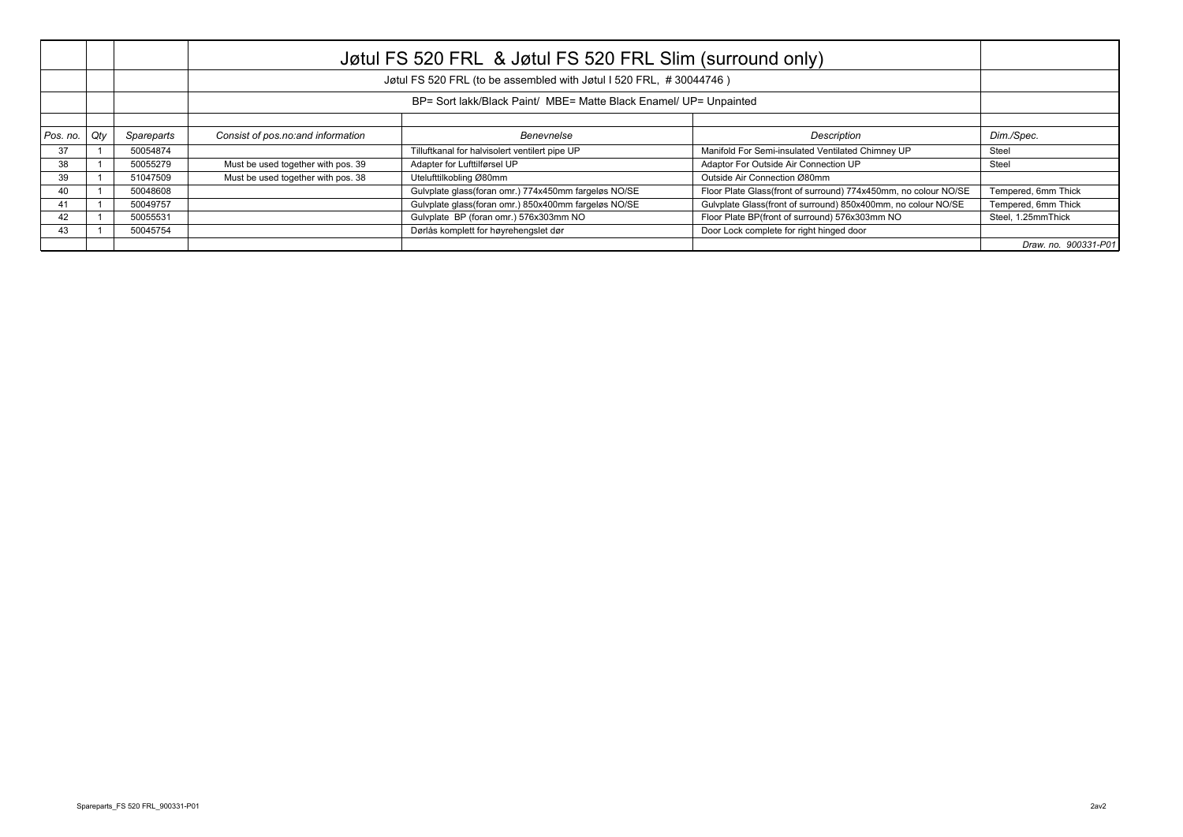# Jøtul FS 520 FRL & Jøtul FS 520 FRL Slim (surround only)

Jøtul FS 520 FRL (to be assembled with Jøtul I 520 FRL, # 30044746 )

BP= Sort lakk/Black Paint/ MBE= Matte Black Enamel/ UP= Unpainted

| Pos. no. | Qty | Spareparts | Consist of pos.no:and information | Benevnelse | Description | Dim./Spec. |
|---|---|---|---|---|---|---|
| 37 | 1 | 50054874 | | Tilluftkanal for halvisolert ventilert pipe UP | Manifold For Semi-insulated Ventilated Chimney UP | Steel |
| 38 | 1 | 50055279 | Must be used together with pos. 39 | Adapter for Lufttilførsel UP | Adaptor For Outside Air Connection UP | Steel |
| 39 | 1 | 51047509 | Must be used together with pos. 38 | Utelufttilkobling Ø80mm | Outside Air Connection Ø80mm | |
| 40 | 1 | 50048608 | | Gulvplate glass(foran omr.) 774x450mm fargeløs NO/SE | Floor Plate Glass(front of surround) 774x450mm, no colour NO/SE | Tempered, 6mm Thick |
| 41 | 1 | 50049757 | | Gulvplate glass(foran omr.) 850x400mm fargeløs NO/SE | Gulvplate Glass(front of surround) 850x400mm, no colour NO/SE | Tempered, 6mm Thick |
| 42 | 1 | 50055531 | | Gulvplate BP (foran omr.) 576x303mm NO | Floor Plate BP(front of surround) 576x303mm NO | Steel, 1.25mmThick |
| 43 | 1 | 50045754 | | Dørlås komplett for høyrehengslet dør | Door Lock complete for right hinged door | |
| | | | | | | Draw. no. 900331-P01 |

Spareparts_FS 520 FRL_900331-P01